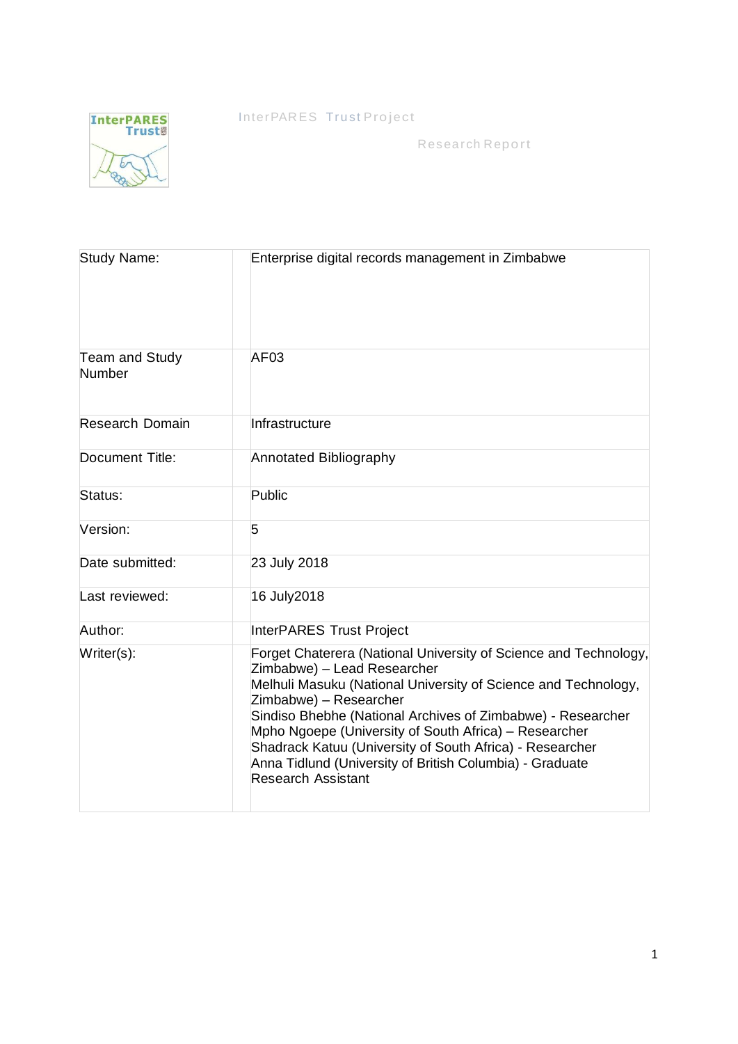InterPARES Trust Project

Research Report

| Study Name: | Enterprise digital records management in Zimbabwe |
|---|---|
| Team and Study Number | AF03 |
| Research Domain | Infrastructure |
| Document Title: | Annotated Bibliography |
| Status: | Public |
| Version: | 5 |
| Date submitted: | 23 July 2018 |
| Last reviewed: | 16 July2018 |
| Author: | InterPARES Trust Project |
| Writer(s): | Forget Chaterera (National University of Science and Technology, Zimbabwe) – Lead Researcher<br>Melhuli Masuku (National University of Science and Technology, Zimbabwe) – Researcher<br>Sindiso Bhebhe (National Archives of Zimbabwe) - Researcher<br>Mpho Ngoepe (University of South Africa) – Researcher<br>Shadrack Katuu (University of South Africa) - Researcher<br>Anna Tidlund (University of British Columbia) - Graduate Research Assistant |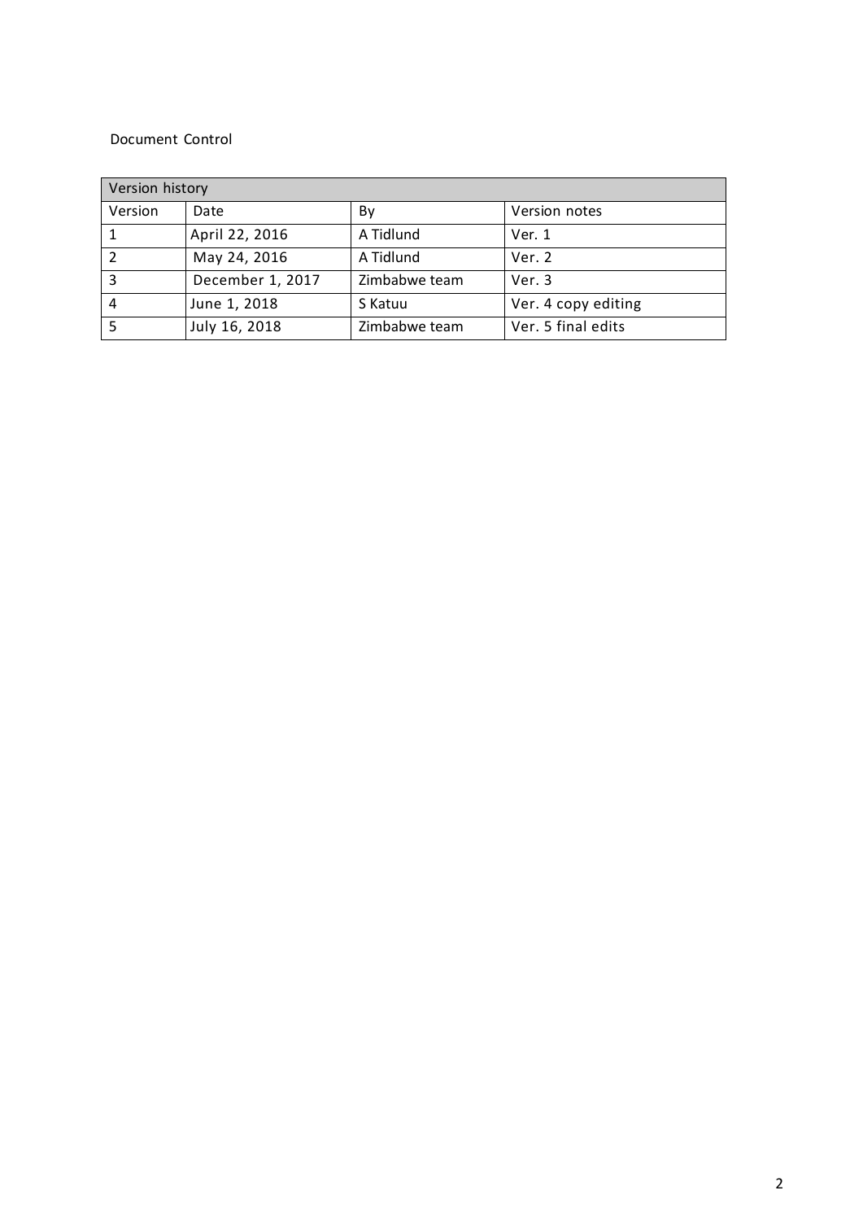Document Control

| Version history | | | |
|---|---|---|---|
| Version | Date | By | Version notes |
| 1 | April 22, 2016 | A Tidlund | Ver. 1 |
| 2 | May 24, 2016 | A Tidlund | Ver. 2 |
| 3 | December 1, 2017 | Zimbabwe team | Ver. 3 |
| 4 | June 1, 2018 | S Katuu | Ver. 4 copy editing |
| 5 | July 16, 2018 | Zimbabwe team | Ver. 5 final edits |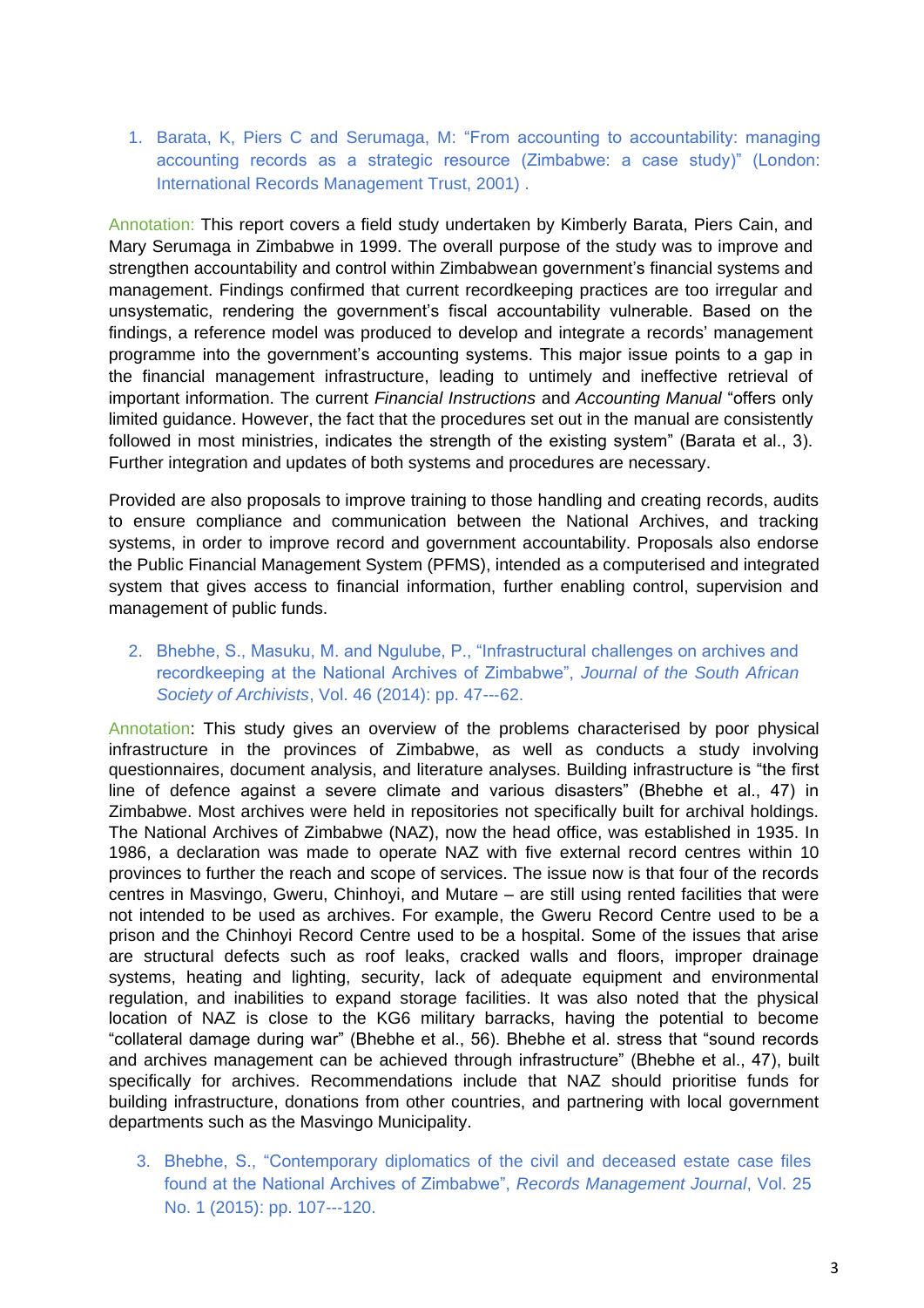1. Barata, K, Piers C and Serumaga, M: "From accounting to accountability: managing accounting records as a strategic resource (Zimbabwe: a case study)" (London: International Records Management Trust, 2001) .

Annotation: This report covers a field study undertaken by Kimberly Barata, Piers Cain, and Mary Serumaga in Zimbabwe in 1999. The overall purpose of the study was to improve and strengthen accountability and control within Zimbabwean government's financial systems and management. Findings confirmed that current recordkeeping practices are too irregular and unsystematic, rendering the government's fiscal accountability vulnerable. Based on the findings, a reference model was produced to develop and integrate a records' management programme into the government's accounting systems. This major issue points to a gap in the financial management infrastructure, leading to untimely and ineffective retrieval of important information. The current *Financial Instructions* and *Accounting Manual* "offers only limited guidance. However, the fact that the procedures set out in the manual are consistently followed in most ministries, indicates the strength of the existing system" (Barata et al., 3). Further integration and updates of both systems and procedures are necessary.

Provided are also proposals to improve training to those handling and creating records, audits to ensure compliance and communication between the National Archives, and tracking systems, in order to improve record and government accountability. Proposals also endorse the Public Financial Management System (PFMS), intended as a computerised and integrated system that gives access to financial information, further enabling control, supervision and management of public funds.

2. Bhebhe, S., Masuku, M. and Ngulube, P., "Infrastructural challenges on archives and recordkeeping at the National Archives of Zimbabwe", *Journal of the South African Society of Archivists*, Vol. 46 (2014): pp. 47---62.

Annotation: This study gives an overview of the problems characterised by poor physical infrastructure in the provinces of Zimbabwe, as well as conducts a study involving questionnaires, document analysis, and literature analyses. Building infrastructure is "the first line of defence against a severe climate and various disasters" (Bhebhe et al., 47) in Zimbabwe. Most archives were held in repositories not specifically built for archival holdings. The National Archives of Zimbabwe (NAZ), now the head office, was established in 1935. In 1986, a declaration was made to operate NAZ with five external record centres within 10 provinces to further the reach and scope of services. The issue now is that four of the records centres in Masvingo, Gweru, Chinhoyi, and Mutare – are still using rented facilities that were not intended to be used as archives. For example, the Gweru Record Centre used to be a prison and the Chinhoyi Record Centre used to be a hospital. Some of the issues that arise are structural defects such as roof leaks, cracked walls and floors, improper drainage systems, heating and lighting, security, lack of adequate equipment and environmental regulation, and inabilities to expand storage facilities. It was also noted that the physical location of NAZ is close to the KG6 military barracks, having the potential to become "collateral damage during war" (Bhebhe et al., 56). Bhebhe et al. stress that "sound records and archives management can be achieved through infrastructure" (Bhebhe et al., 47), built specifically for archives. Recommendations include that NAZ should prioritise funds for building infrastructure, donations from other countries, and partnering with local government departments such as the Masvingo Municipality.

3. Bhebhe, S., "Contemporary diplomatics of the civil and deceased estate case files found at the National Archives of Zimbabwe", *Records Management Journal*, Vol. 25 No. 1 (2015): pp. 107---120.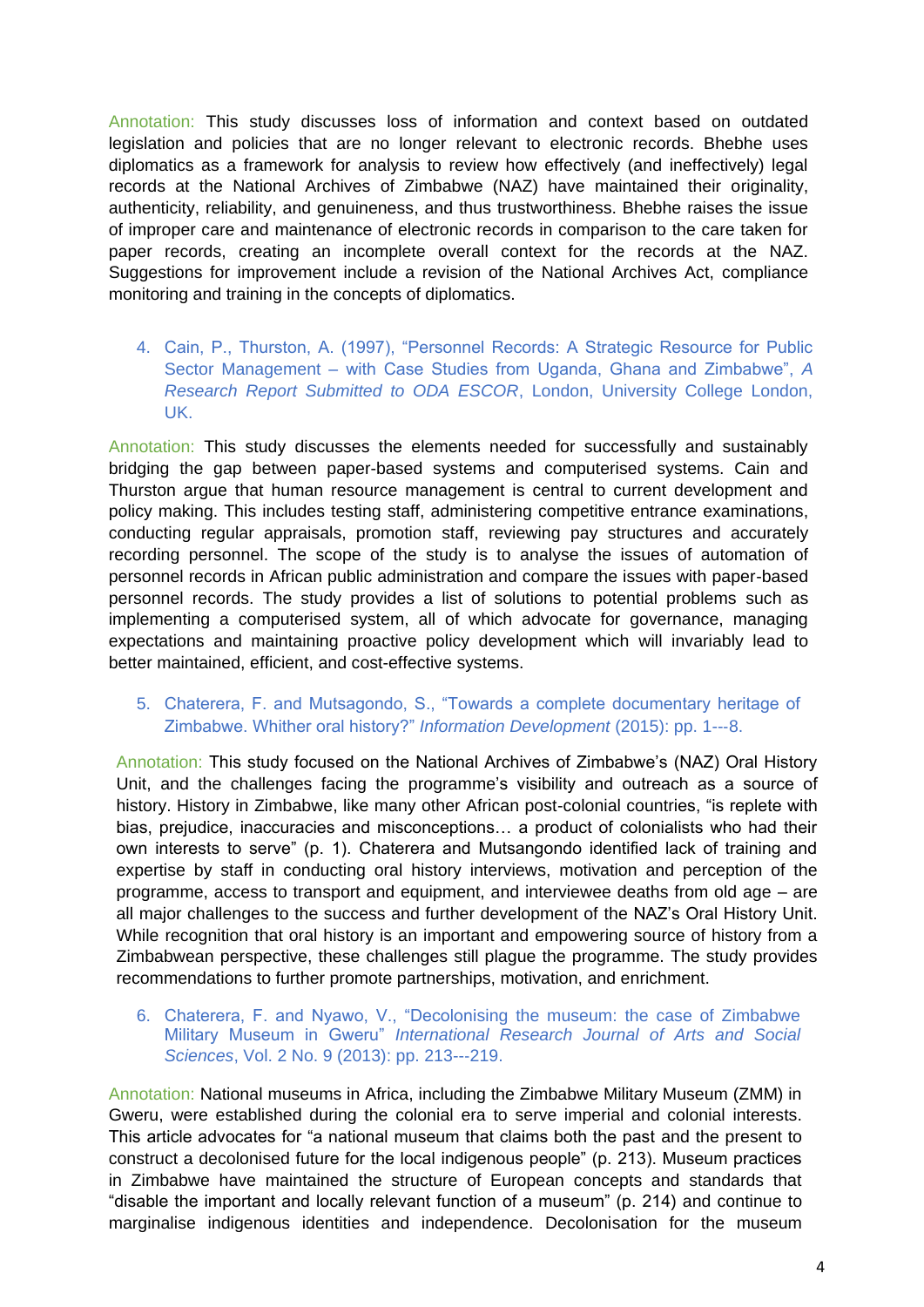Annotation: This study discusses loss of information and context based on outdated legislation and policies that are no longer relevant to electronic records. Bhebhe uses diplomatics as a framework for analysis to review how effectively (and ineffectively) legal records at the National Archives of Zimbabwe (NAZ) have maintained their originality, authenticity, reliability, and genuineness, and thus trustworthiness. Bhebhe raises the issue of improper care and maintenance of electronic records in comparison to the care taken for paper records, creating an incomplete overall context for the records at the NAZ. Suggestions for improvement include a revision of the National Archives Act, compliance monitoring and training in the concepts of diplomatics.

4. Cain, P., Thurston, A. (1997), "Personnel Records: A Strategic Resource for Public Sector Management – with Case Studies from Uganda, Ghana and Zimbabwe", *A Research Report Submitted to ODA ESCOR*, London, University College London, UK.

Annotation: This study discusses the elements needed for successfully and sustainably bridging the gap between paper-based systems and computerised systems. Cain and Thurston argue that human resource management is central to current development and policy making. This includes testing staff, administering competitive entrance examinations, conducting regular appraisals, promotion staff, reviewing pay structures and accurately recording personnel. The scope of the study is to analyse the issues of automation of personnel records in African public administration and compare the issues with paper-based personnel records. The study provides a list of solutions to potential problems such as implementing a computerised system, all of which advocate for governance, managing expectations and maintaining proactive policy development which will invariably lead to better maintained, efficient, and cost-effective systems.

5. Chaterera, F. and Mutsagondo, S., "Towards a complete documentary heritage of Zimbabwe. Whither oral history?" *Information Development* (2015): pp. 1---8.

Annotation: This study focused on the National Archives of Zimbabwe's (NAZ) Oral History Unit, and the challenges facing the programme's visibility and outreach as a source of history. History in Zimbabwe, like many other African post-colonial countries, "is replete with bias, prejudice, inaccuracies and misconceptions… a product of colonialists who had their own interests to serve" (p. 1). Chaterera and Mutsangondo identified lack of training and expertise by staff in conducting oral history interviews, motivation and perception of the programme, access to transport and equipment, and interviewee deaths from old age – are all major challenges to the success and further development of the NAZ's Oral History Unit. While recognition that oral history is an important and empowering source of history from a Zimbabwean perspective, these challenges still plague the programme. The study provides recommendations to further promote partnerships, motivation, and enrichment.

6. Chaterera, F. and Nyawo, V., "Decolonising the museum: the case of Zimbabwe Military Museum in Gweru" *International Research Journal of Arts and Social Sciences*, Vol. 2 No. 9 (2013): pp. 213---219.

Annotation: National museums in Africa, including the Zimbabwe Military Museum (ZMM) in Gweru, were established during the colonial era to serve imperial and colonial interests. This article advocates for "a national museum that claims both the past and the present to construct a decolonised future for the local indigenous people" (p. 213). Museum practices in Zimbabwe have maintained the structure of European concepts and standards that "disable the important and locally relevant function of a museum" (p. 214) and continue to marginalise indigenous identities and independence. Decolonisation for the museum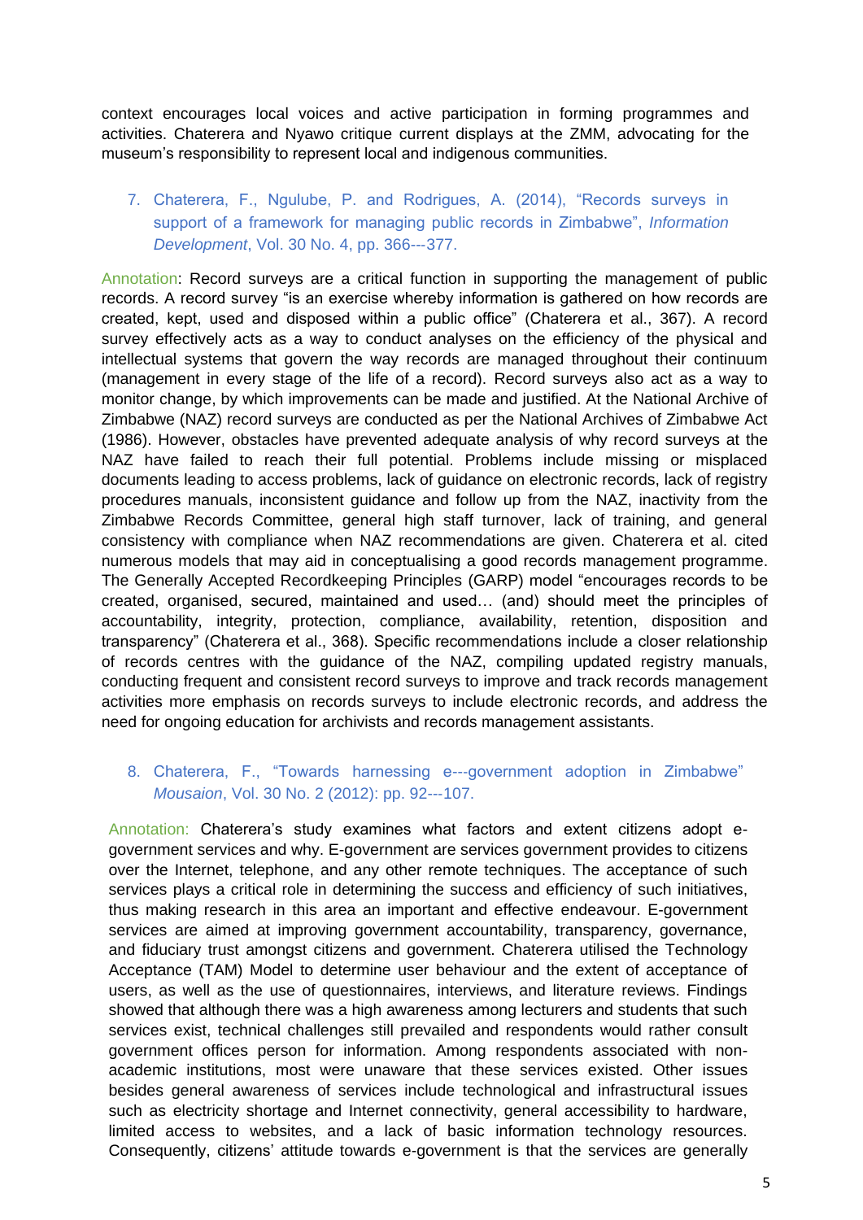context encourages local voices and active participation in forming programmes and activities. Chaterera and Nyawo critique current displays at the ZMM, advocating for the museum's responsibility to represent local and indigenous communities.

7. Chaterera, F., Ngulube, P. and Rodrigues, A. (2014), "Records surveys in support of a framework for managing public records in Zimbabwe", *Information Development*, Vol. 30 No. 4, pp. 366---377.

Annotation: Record surveys are a critical function in supporting the management of public records. A record survey "is an exercise whereby information is gathered on how records are created, kept, used and disposed within a public office" (Chaterera et al., 367). A record survey effectively acts as a way to conduct analyses on the efficiency of the physical and intellectual systems that govern the way records are managed throughout their continuum (management in every stage of the life of a record). Record surveys also act as a way to monitor change, by which improvements can be made and justified. At the National Archive of Zimbabwe (NAZ) record surveys are conducted as per the National Archives of Zimbabwe Act (1986). However, obstacles have prevented adequate analysis of why record surveys at the NAZ have failed to reach their full potential. Problems include missing or misplaced documents leading to access problems, lack of guidance on electronic records, lack of registry procedures manuals, inconsistent guidance and follow up from the NAZ, inactivity from the Zimbabwe Records Committee, general high staff turnover, lack of training, and general consistency with compliance when NAZ recommendations are given. Chaterera et al. cited numerous models that may aid in conceptualising a good records management programme. The Generally Accepted Recordkeeping Principles (GARP) model "encourages records to be created, organised, secured, maintained and used… (and) should meet the principles of accountability, integrity, protection, compliance, availability, retention, disposition and transparency" (Chaterera et al., 368). Specific recommendations include a closer relationship of records centres with the guidance of the NAZ, compiling updated registry manuals, conducting frequent and consistent record surveys to improve and track records management activities more emphasis on records surveys to include electronic records, and address the need for ongoing education for archivists and records management assistants.

8. Chaterera, F., "Towards harnessing e---government adoption in Zimbabwe" *Mousaion*, Vol. 30 No. 2 (2012): pp. 92---107.

Annotation: Chaterera's study examines what factors and extent citizens adopt e-government services and why. E-government are services government provides to citizens over the Internet, telephone, and any other remote techniques. The acceptance of such services plays a critical role in determining the success and efficiency of such initiatives, thus making research in this area an important and effective endeavour. E-government services are aimed at improving government accountability, transparency, governance, and fiduciary trust amongst citizens and government. Chaterera utilised the Technology Acceptance (TAM) Model to determine user behaviour and the extent of acceptance of users, as well as the use of questionnaires, interviews, and literature reviews. Findings showed that although there was a high awareness among lecturers and students that such services exist, technical challenges still prevailed and respondents would rather consult government offices person for information. Among respondents associated with non-academic institutions, most were unaware that these services existed. Other issues besides general awareness of services include technological and infrastructural issues such as electricity shortage and Internet connectivity, general accessibility to hardware, limited access to websites, and a lack of basic information technology resources. Consequently, citizens' attitude towards e-government is that the services are generally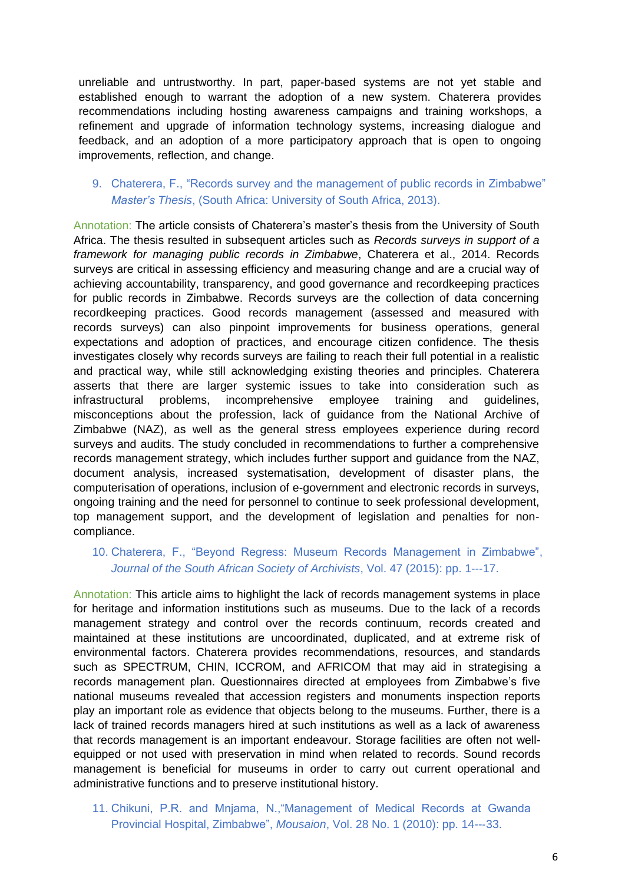unreliable and untrustworthy. In part, paper-based systems are not yet stable and established enough to warrant the adoption of a new system. Chaterera provides recommendations including hosting awareness campaigns and training workshops, a refinement and upgrade of information technology systems, increasing dialogue and feedback, and an adoption of a more participatory approach that is open to ongoing improvements, reflection, and change.

9. Chaterera, F., "Records survey and the management of public records in Zimbabwe" *Master's Thesis*, (South Africa: University of South Africa, 2013).

Annotation: The article consists of Chaterera's master's thesis from the University of South Africa. The thesis resulted in subsequent articles such as *Records surveys in support of a framework for managing public records in Zimbabwe*, Chaterera et al., 2014. Records surveys are critical in assessing efficiency and measuring change and are a crucial way of achieving accountability, transparency, and good governance and recordkeeping practices for public records in Zimbabwe. Records surveys are the collection of data concerning recordkeeping practices. Good records management (assessed and measured with records surveys) can also pinpoint improvements for business operations, general expectations and adoption of practices, and encourage citizen confidence. The thesis investigates closely why records surveys are failing to reach their full potential in a realistic and practical way, while still acknowledging existing theories and principles. Chaterera asserts that there are larger systemic issues to take into consideration such as infrastructural problems, incomprehensive employee training and guidelines, misconceptions about the profession, lack of guidance from the National Archive of Zimbabwe (NAZ), as well as the general stress employees experience during record surveys and audits. The study concluded in recommendations to further a comprehensive records management strategy, which includes further support and guidance from the NAZ, document analysis, increased systematisation, development of disaster plans, the computerisation of operations, inclusion of e-government and electronic records in surveys, ongoing training and the need for personnel to continue to seek professional development, top management support, and the development of legislation and penalties for non-compliance.

10. Chaterera, F., "Beyond Regress: Museum Records Management in Zimbabwe", *Journal of the South African Society of Archivists*, Vol. 47 (2015): pp. 1---17.

Annotation: This article aims to highlight the lack of records management systems in place for heritage and information institutions such as museums. Due to the lack of a records management strategy and control over the records continuum, records created and maintained at these institutions are uncoordinated, duplicated, and at extreme risk of environmental factors. Chaterera provides recommendations, resources, and standards such as SPECTRUM, CHIN, ICCROM, and AFRICOM that may aid in strategising a records management plan. Questionnaires directed at employees from Zimbabwe's five national museums revealed that accession registers and monuments inspection reports play an important role as evidence that objects belong to the museums. Further, there is a lack of trained records managers hired at such institutions as well as a lack of awareness that records management is an important endeavour. Storage facilities are often not well-equipped or not used with preservation in mind when related to records. Sound records management is beneficial for museums in order to carry out current operational and administrative functions and to preserve institutional history.

11. Chikuni, P.R. and Mnjama, N.,"Management of Medical Records at Gwanda Provincial Hospital, Zimbabwe", *Mousaion*, Vol. 28 No. 1 (2010): pp. 14---33.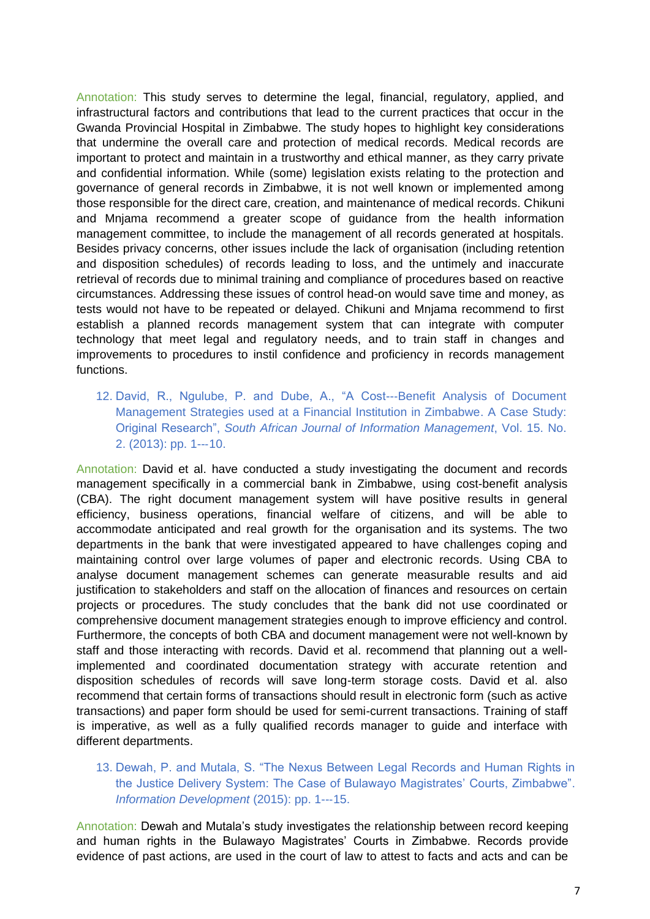Annotation: This study serves to determine the legal, financial, regulatory, applied, and infrastructural factors and contributions that lead to the current practices that occur in the Gwanda Provincial Hospital in Zimbabwe. The study hopes to highlight key considerations that undermine the overall care and protection of medical records. Medical records are important to protect and maintain in a trustworthy and ethical manner, as they carry private and confidential information. While (some) legislation exists relating to the protection and governance of general records in Zimbabwe, it is not well known or implemented among those responsible for the direct care, creation, and maintenance of medical records. Chikuni and Mnjama recommend a greater scope of guidance from the health information management committee, to include the management of all records generated at hospitals. Besides privacy concerns, other issues include the lack of organisation (including retention and disposition schedules) of records leading to loss, and the untimely and inaccurate retrieval of records due to minimal training and compliance of procedures based on reactive circumstances. Addressing these issues of control head-on would save time and money, as tests would not have to be repeated or delayed. Chikuni and Mnjama recommend to first establish a planned records management system that can integrate with computer technology that meet legal and regulatory needs, and to train staff in changes and improvements to procedures to instil confidence and proficiency in records management functions.

12. David, R., Ngulube, P. and Dube, A., "A Cost---Benefit Analysis of Document Management Strategies used at a Financial Institution in Zimbabwe. A Case Study: Original Research", *South African Journal of Information Management*, Vol. 15. No. 2. (2013): pp. 1---10.

Annotation: David et al. have conducted a study investigating the document and records management specifically in a commercial bank in Zimbabwe, using cost-benefit analysis (CBA). The right document management system will have positive results in general efficiency, business operations, financial welfare of citizens, and will be able to accommodate anticipated and real growth for the organisation and its systems. The two departments in the bank that were investigated appeared to have challenges coping and maintaining control over large volumes of paper and electronic records. Using CBA to analyse document management schemes can generate measurable results and aid justification to stakeholders and staff on the allocation of finances and resources on certain projects or procedures. The study concludes that the bank did not use coordinated or comprehensive document management strategies enough to improve efficiency and control. Furthermore, the concepts of both CBA and document management were not well-known by staff and those interacting with records. David et al. recommend that planning out a well-implemented and coordinated documentation strategy with accurate retention and disposition schedules of records will save long-term storage costs. David et al. also recommend that certain forms of transactions should result in electronic form (such as active transactions) and paper form should be used for semi-current transactions. Training of staff is imperative, as well as a fully qualified records manager to guide and interface with different departments.

13. Dewah, P. and Mutala, S. "The Nexus Between Legal Records and Human Rights in the Justice Delivery System: The Case of Bulawayo Magistrates' Courts, Zimbabwe". *Information Development* (2015): pp. 1---15.

Annotation: Dewah and Mutala's study investigates the relationship between record keeping and human rights in the Bulawayo Magistrates' Courts in Zimbabwe. Records provide evidence of past actions, are used in the court of law to attest to facts and acts and can be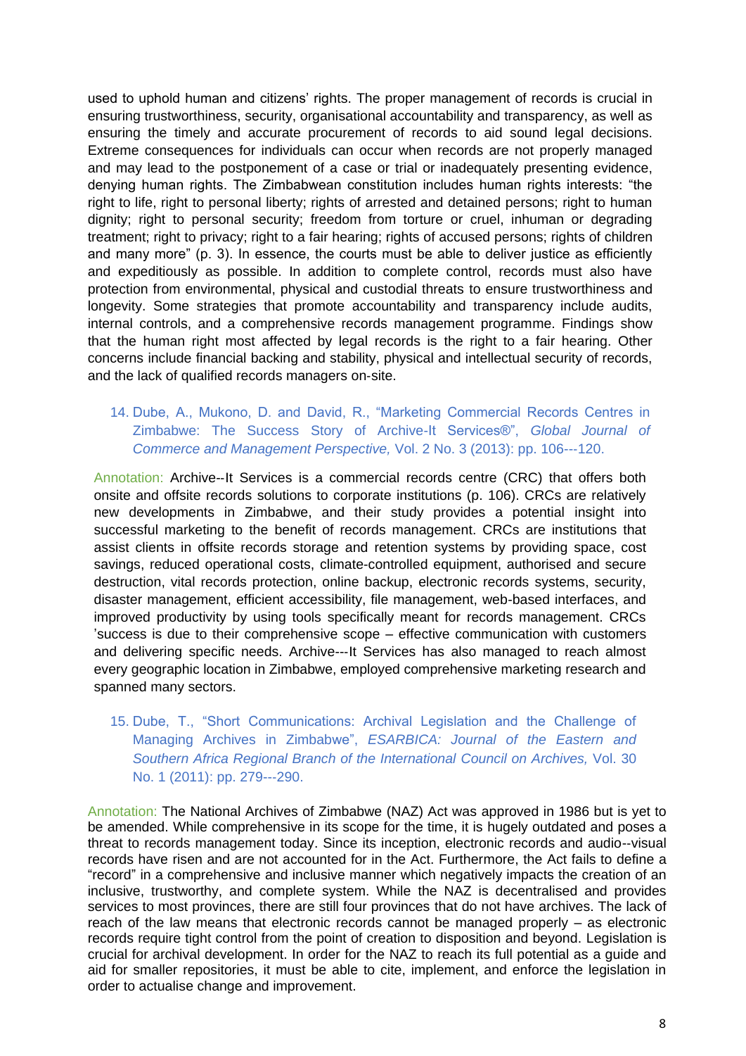used to uphold human and citizens' rights. The proper management of records is crucial in ensuring trustworthiness, security, organisational accountability and transparency, as well as ensuring the timely and accurate procurement of records to aid sound legal decisions. Extreme consequences for individuals can occur when records are not properly managed and may lead to the postponement of a case or trial or inadequately presenting evidence, denying human rights. The Zimbabwean constitution includes human rights interests: "the right to life, right to personal liberty; rights of arrested and detained persons; right to human dignity; right to personal security; freedom from torture or cruel, inhuman or degrading treatment; right to privacy; right to a fair hearing; rights of accused persons; rights of children and many more" (p. 3). In essence, the courts must be able to deliver justice as efficiently and expeditiously as possible. In addition to complete control, records must also have protection from environmental, physical and custodial threats to ensure trustworthiness and longevity. Some strategies that promote accountability and transparency include audits, internal controls, and a comprehensive records management programme. Findings show that the human right most affected by legal records is the right to a fair hearing. Other concerns include financial backing and stability, physical and intellectual security of records, and the lack of qualified records managers on-site.

14. Dube, A., Mukono, D. and David, R., "Marketing Commercial Records Centres in Zimbabwe: The Success Story of Archive-It Services®", *Global Journal of Commerce and Management Perspective,* Vol. 2 No. 3 (2013): pp. 106---120.

Annotation: Archive--It Services is a commercial records centre (CRC) that offers both onsite and offsite records solutions to corporate institutions (p. 106). CRCs are relatively new developments in Zimbabwe, and their study provides a potential insight into successful marketing to the benefit of records management. CRCs are institutions that assist clients in offsite records storage and retention systems by providing space, cost savings, reduced operational costs, climate-controlled equipment, authorised and secure destruction, vital records protection, online backup, electronic records systems, security, disaster management, efficient accessibility, file management, web-based interfaces, and improved productivity by using tools specifically meant for records management. CRCs 'success is due to their comprehensive scope – effective communication with customers and delivering specific needs. Archive---It Services has also managed to reach almost every geographic location in Zimbabwe, employed comprehensive marketing research and spanned many sectors.

15. Dube, T., "Short Communications: Archival Legislation and the Challenge of Managing Archives in Zimbabwe", *ESARBICA: Journal of the Eastern and Southern Africa Regional Branch of the International Council on Archives,* Vol. 30 No. 1 (2011): pp. 279---290.

Annotation: The National Archives of Zimbabwe (NAZ) Act was approved in 1986 but is yet to be amended. While comprehensive in its scope for the time, it is hugely outdated and poses a threat to records management today. Since its inception, electronic records and audio--visual records have risen and are not accounted for in the Act. Furthermore, the Act fails to define a "record" in a comprehensive and inclusive manner which negatively impacts the creation of an inclusive, trustworthy, and complete system. While the NAZ is decentralised and provides services to most provinces, there are still four provinces that do not have archives. The lack of reach of the law means that electronic records cannot be managed properly – as electronic records require tight control from the point of creation to disposition and beyond. Legislation is crucial for archival development. In order for the NAZ to reach its full potential as a guide and aid for smaller repositories, it must be able to cite, implement, and enforce the legislation in order to actualise change and improvement.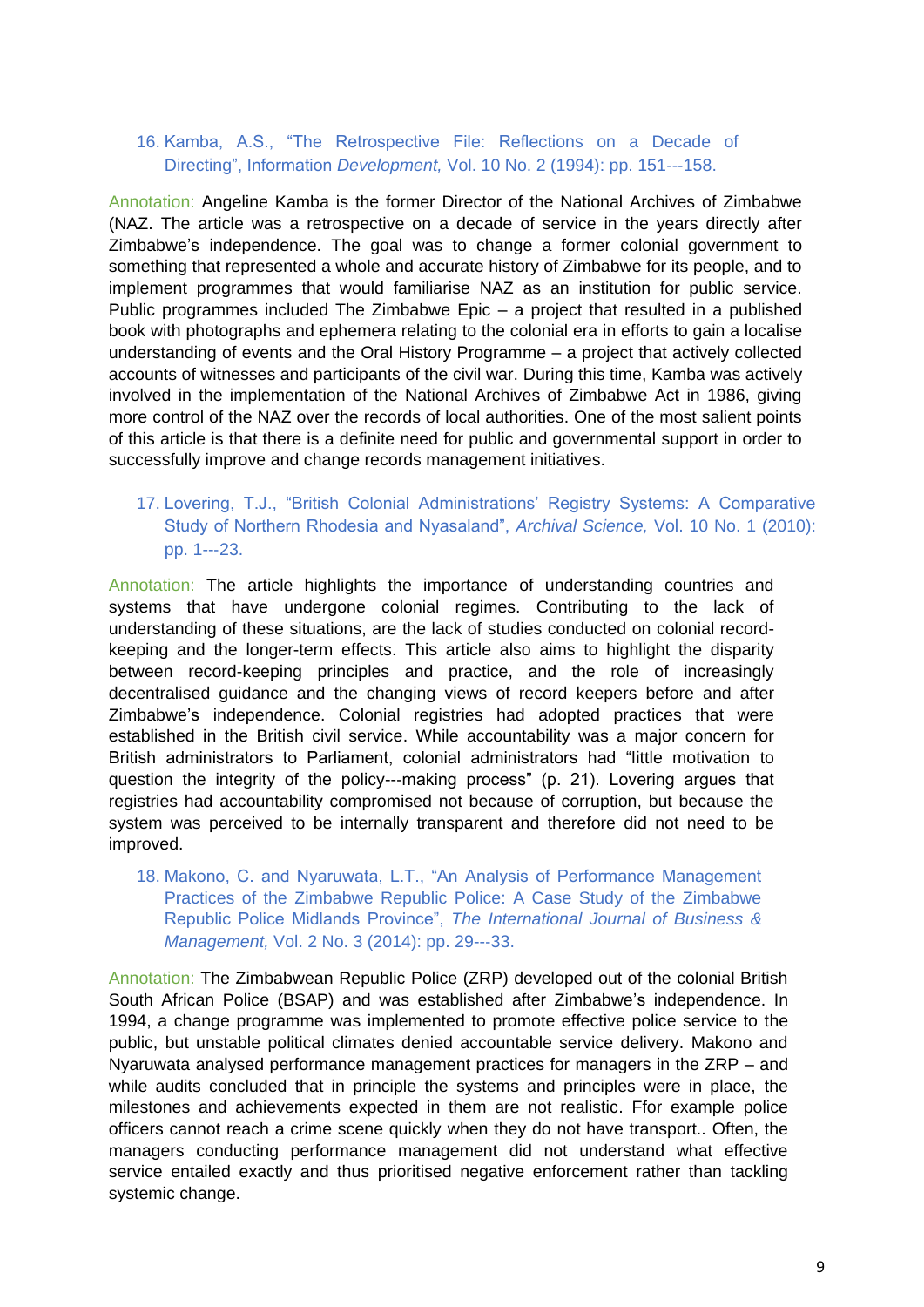16. Kamba, A.S., "The Retrospective File: Reflections on a Decade of Directing", Information *Development,* Vol. 10 No. 2 (1994): pp. 151---158.

Annotation: Angeline Kamba is the former Director of the National Archives of Zimbabwe (NAZ. The article was a retrospective on a decade of service in the years directly after Zimbabwe's independence. The goal was to change a former colonial government to something that represented a whole and accurate history of Zimbabwe for its people, and to implement programmes that would familiarise NAZ as an institution for public service. Public programmes included The Zimbabwe Epic – a project that resulted in a published book with photographs and ephemera relating to the colonial era in efforts to gain a localise understanding of events and the Oral History Programme – a project that actively collected accounts of witnesses and participants of the civil war. During this time, Kamba was actively involved in the implementation of the National Archives of Zimbabwe Act in 1986, giving more control of the NAZ over the records of local authorities. One of the most salient points of this article is that there is a definite need for public and governmental support in order to successfully improve and change records management initiatives.

17. Lovering, T.J., "British Colonial Administrations' Registry Systems: A Comparative Study of Northern Rhodesia and Nyasaland", *Archival Science,* Vol. 10 No. 1 (2010): pp. 1---23.

Annotation: The article highlights the importance of understanding countries and systems that have undergone colonial regimes. Contributing to the lack of understanding of these situations, are the lack of studies conducted on colonial record-keeping and the longer-term effects. This article also aims to highlight the disparity between record-keeping principles and practice, and the role of increasingly decentralised guidance and the changing views of record keepers before and after Zimbabwe's independence. Colonial registries had adopted practices that were established in the British civil service. While accountability was a major concern for British administrators to Parliament, colonial administrators had "little motivation to question the integrity of the policy---making process" (p. 21). Lovering argues that registries had accountability compromised not because of corruption, but because the system was perceived to be internally transparent and therefore did not need to be improved.

18. Makono, C. and Nyaruwata, L.T., "An Analysis of Performance Management Practices of the Zimbabwe Republic Police: A Case Study of the Zimbabwe Republic Police Midlands Province", *The International Journal of Business & Management,* Vol. 2 No. 3 (2014): pp. 29---33.

Annotation: The Zimbabwean Republic Police (ZRP) developed out of the colonial British South African Police (BSAP) and was established after Zimbabwe's independence. In 1994, a change programme was implemented to promote effective police service to the public, but unstable political climates denied accountable service delivery. Makono and Nyaruwata analysed performance management practices for managers in the ZRP – and while audits concluded that in principle the systems and principles were in place, the milestones and achievements expected in them are not realistic. Ffor example police officers cannot reach a crime scene quickly when they do not have transport.. Often, the managers conducting performance management did not understand what effective service entailed exactly and thus prioritised negative enforcement rather than tackling systemic change.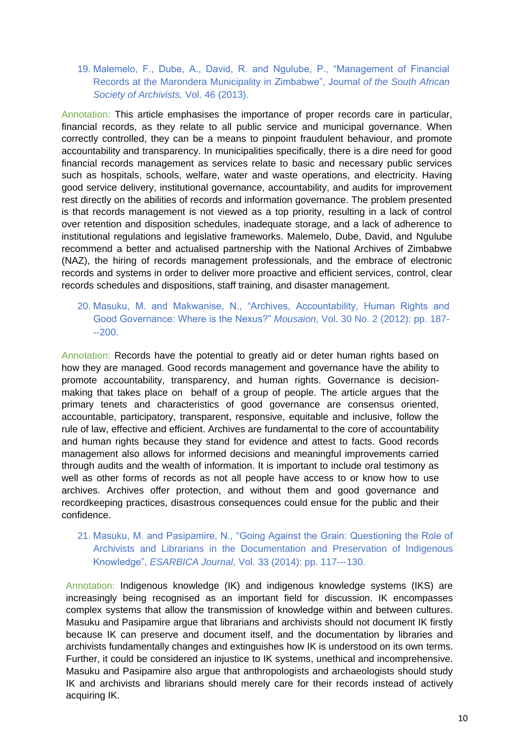19. Malemelo, F., Dube, A., David, R. and Ngulube, P., "Management of Financial Records at the Marondera Municipality in Zimbabwe", Journal *of the South African Society of Archivists,* Vol. 46 (2013).

Annotation: This article emphasises the importance of proper records care in particular, financial records, as they relate to all public service and municipal governance. When correctly controlled, they can be a means to pinpoint fraudulent behaviour, and promote accountability and transparency. In municipalities specifically, there is a dire need for good financial records management as services relate to basic and necessary public services such as hospitals, schools, welfare, water and waste operations, and electricity. Having good service delivery, institutional governance, accountability, and audits for improvement rest directly on the abilities of records and information governance. The problem presented is that records management is not viewed as a top priority, resulting in a lack of control over retention and disposition schedules, inadequate storage, and a lack of adherence to institutional regulations and legislative frameworks. Malemelo, Dube, David, and Ngulube recommend a better and actualised partnership with the National Archives of Zimbabwe (NAZ), the hiring of records management professionals, and the embrace of electronic records and systems in order to deliver more proactive and efficient services, control, clear records schedules and dispositions, staff training, and disaster management.

20. Masuku, M. and Makwanise, N., "Archives, Accountability, Human Rights and Good Governance: Where is the Nexus?" *Mousaion,* Vol. 30 No. 2 (2012): pp. 187---200.

Annotation: Records have the potential to greatly aid or deter human rights based on how they are managed. Good records management and governance have the ability to promote accountability, transparency, and human rights. Governance is decision-making that takes place on behalf of a group of people. The article argues that the primary tenets and characteristics of good governance are consensus oriented, accountable, participatory, transparent, responsive, equitable and inclusive, follow the rule of law, effective and efficient. Archives are fundamental to the core of accountability and human rights because they stand for evidence and attest to facts. Good records management also allows for informed decisions and meaningful improvements carried through audits and the wealth of information. It is important to include oral testimony as well as other forms of records as not all people have access to or know how to use archives. Archives offer protection, and without them and good governance and recordkeeping practices, disastrous consequences could ensue for the public and their confidence.

21. Masuku, M. and Pasipamire, N., "Going Against the Grain: Questioning the Role of Archivists and Librarians in the Documentation and Preservation of Indigenous Knowledge", *ESARBICA Journal,* Vol. 33 (2014): pp. 117---130.

Annotation: Indigenous knowledge (IK) and indigenous knowledge systems (IKS) are increasingly being recognised as an important field for discussion. IK encompasses complex systems that allow the transmission of knowledge within and between cultures. Masuku and Pasipamire argue that librarians and archivists should not document IK firstly because IK can preserve and document itself, and the documentation by libraries and archivists fundamentally changes and extinguishes how IK is understood on its own terms. Further, it could be considered an injustice to IK systems, unethical and incomprehensive. Masuku and Pasipamire also argue that anthropologists and archaeologists should study IK and archivists and librarians should merely care for their records instead of actively acquiring IK.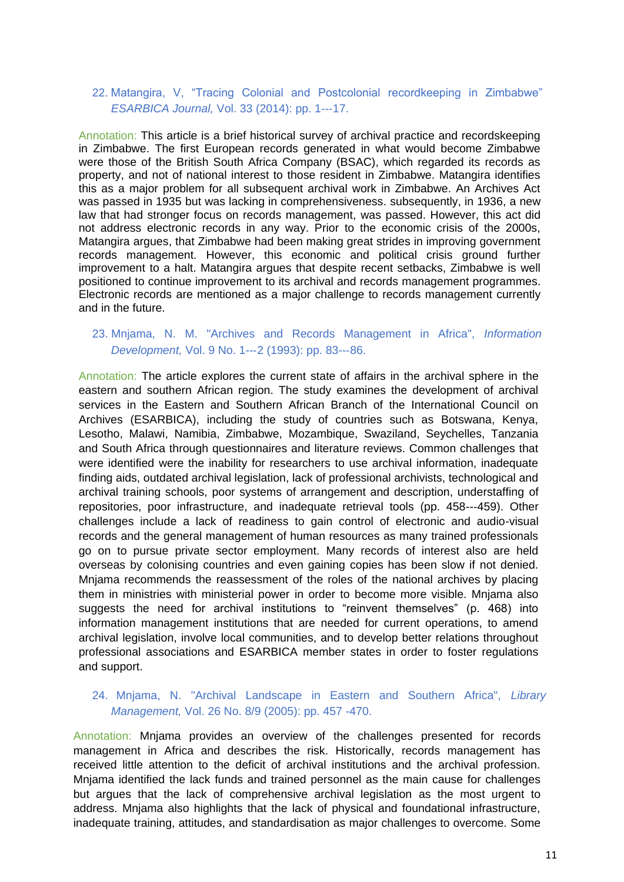22. Matangira, V, "Tracing Colonial and Postcolonial recordkeeping in Zimbabwe" *ESARBICA Journal,* Vol. 33 (2014): pp. 1---17.

Annotation: This article is a brief historical survey of archival practice and recordskeeping in Zimbabwe. The first European records generated in what would become Zimbabwe were those of the British South Africa Company (BSAC), which regarded its records as property, and not of national interest to those resident in Zimbabwe. Matangira identifies this as a major problem for all subsequent archival work in Zimbabwe. An Archives Act was passed in 1935 but was lacking in comprehensiveness. subsequently, in 1936, a new law that had stronger focus on records management, was passed. However, this act did not address electronic records in any way. Prior to the economic crisis of the 2000s, Matangira argues, that Zimbabwe had been making great strides in improving government records management. However, this economic and political crisis ground further improvement to a halt. Matangira argues that despite recent setbacks, Zimbabwe is well positioned to continue improvement to its archival and records management programmes. Electronic records are mentioned as a major challenge to records management currently and in the future.

23. Mnjama, N. M. "Archives and Records Management in Africa", *Information Development,* Vol. 9 No. 1---2 (1993): pp. 83---86.

Annotation: The article explores the current state of affairs in the archival sphere in the eastern and southern African region. The study examines the development of archival services in the Eastern and Southern African Branch of the International Council on Archives (ESARBICA), including the study of countries such as Botswana, Kenya, Lesotho, Malawi, Namibia, Zimbabwe, Mozambique, Swaziland, Seychelles, Tanzania and South Africa through questionnaires and literature reviews. Common challenges that were identified were the inability for researchers to use archival information, inadequate finding aids, outdated archival legislation, lack of professional archivists, technological and archival training schools, poor systems of arrangement and description, understaffing of repositories, poor infrastructure, and inadequate retrieval tools (pp. 458---459). Other challenges include a lack of readiness to gain control of electronic and audio-visual records and the general management of human resources as many trained professionals go on to pursue private sector employment. Many records of interest also are held overseas by colonising countries and even gaining copies has been slow if not denied. Mnjama recommends the reassessment of the roles of the national archives by placing them in ministries with ministerial power in order to become more visible. Mnjama also suggests the need for archival institutions to "reinvent themselves" (p. 468) into information management institutions that are needed for current operations, to amend archival legislation, involve local communities, and to develop better relations throughout professional associations and ESARBICA member states in order to foster regulations and support.

24. Mnjama, N. "Archival Landscape in Eastern and Southern Africa", *Library Management,* Vol. 26 No. 8/9 (2005): pp. 457 -470.

Annotation: Mnjama provides an overview of the challenges presented for records management in Africa and describes the risk. Historically, records management has received little attention to the deficit of archival institutions and the archival profession. Mnjama identified the lack funds and trained personnel as the main cause for challenges but argues that the lack of comprehensive archival legislation as the most urgent to address. Mnjama also highlights that the lack of physical and foundational infrastructure, inadequate training, attitudes, and standardisation as major challenges to overcome. Some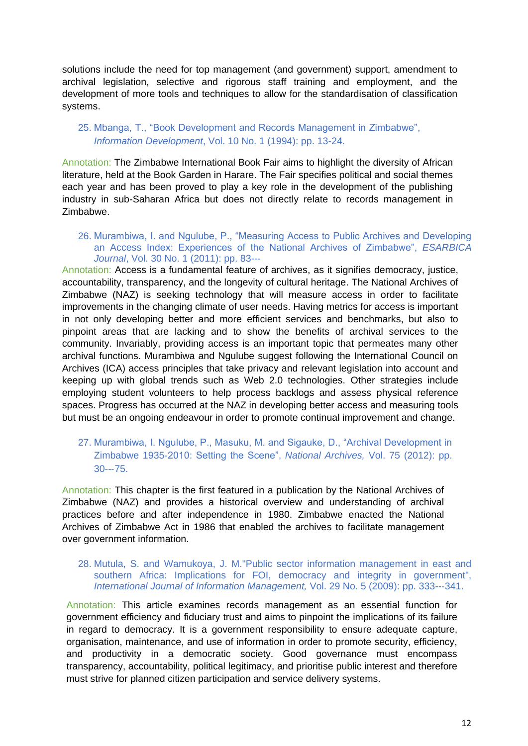solutions include the need for top management (and government) support, amendment to archival legislation, selective and rigorous staff training and employment, and the development of more tools and techniques to allow for the standardisation of classification systems.

25. Mbanga, T., "Book Development and Records Management in Zimbabwe", *Information Development*, Vol. 10 No. 1 (1994): pp. 13-24.

Annotation: The Zimbabwe International Book Fair aims to highlight the diversity of African literature, held at the Book Garden in Harare. The Fair specifies political and social themes each year and has been proved to play a key role in the development of the publishing industry in sub-Saharan Africa but does not directly relate to records management in Zimbabwe.

26. Murambiwa, I. and Ngulube, P., "Measuring Access to Public Archives and Developing an Access Index: Experiences of the National Archives of Zimbabwe", *ESARBICA Journal*, Vol. 30 No. 1 (2011): pp. 83---

Annotation: Access is a fundamental feature of archives, as it signifies democracy, justice, accountability, transparency, and the longevity of cultural heritage. The National Archives of Zimbabwe (NAZ) is seeking technology that will measure access in order to facilitate improvements in the changing climate of user needs. Having metrics for access is important in not only developing better and more efficient services and benchmarks, but also to pinpoint areas that are lacking and to show the benefits of archival services to the community. Invariably, providing access is an important topic that permeates many other archival functions. Murambiwa and Ngulube suggest following the International Council on Archives (ICA) access principles that take privacy and relevant legislation into account and keeping up with global trends such as Web 2.0 technologies. Other strategies include employing student volunteers to help process backlogs and assess physical reference spaces. Progress has occurred at the NAZ in developing better access and measuring tools but must be an ongoing endeavour in order to promote continual improvement and change.

27. Murambiwa, I. Ngulube, P., Masuku, M. and Sigauke, D., "Archival Development in Zimbabwe 1935-2010: Setting the Scene", *National Archives,* Vol. 75 (2012): pp. 30---75.

Annotation: This chapter is the first featured in a publication by the National Archives of Zimbabwe (NAZ) and provides a historical overview and understanding of archival practices before and after independence in 1980. Zimbabwe enacted the National Archives of Zimbabwe Act in 1986 that enabled the archives to facilitate management over government information.

28. Mutula, S. and Wamukoya, J. M."Public sector information management in east and southern Africa: Implications for FOI, democracy and integrity in government", *International Journal of Information Management,* Vol. 29 No. 5 (2009): pp. 333---341.

Annotation: This article examines records management as an essential function for government efficiency and fiduciary trust and aims to pinpoint the implications of its failure in regard to democracy. It is a government responsibility to ensure adequate capture, organisation, maintenance, and use of information in order to promote security, efficiency, and productivity in a democratic society. Good governance must encompass transparency, accountability, political legitimacy, and prioritise public interest and therefore must strive for planned citizen participation and service delivery systems.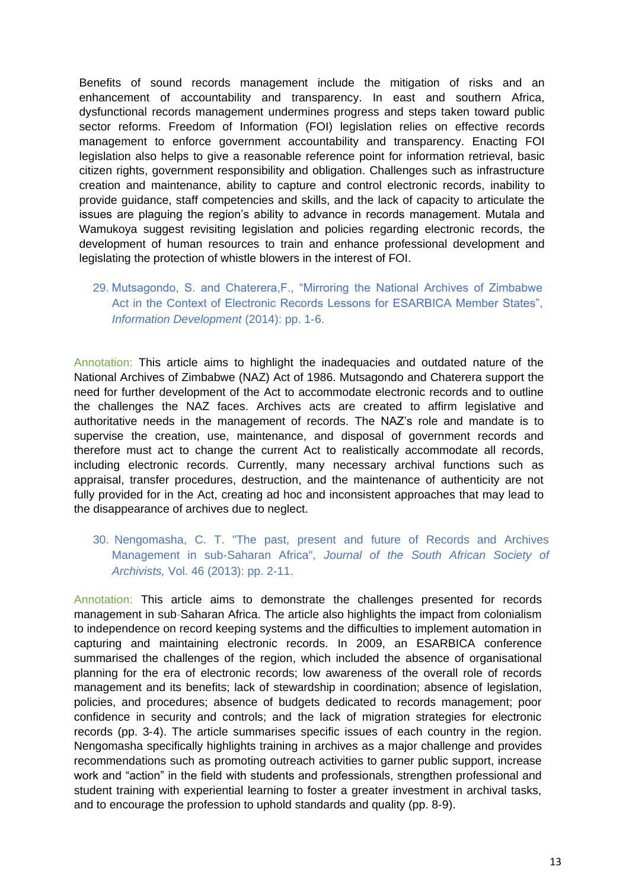Benefits of sound records management include the mitigation of risks and an enhancement of accountability and transparency. In east and southern Africa, dysfunctional records management undermines progress and steps taken toward public sector reforms. Freedom of Information (FOI) legislation relies on effective records management to enforce government accountability and transparency. Enacting FOI legislation also helps to give a reasonable reference point for information retrieval, basic citizen rights, government responsibility and obligation. Challenges such as infrastructure creation and maintenance, ability to capture and control electronic records, inability to provide guidance, staff competencies and skills, and the lack of capacity to articulate the issues are plaguing the region's ability to advance in records management. Mutala and Wamukoya suggest revisiting legislation and policies regarding electronic records, the development of human resources to train and enhance professional development and legislating the protection of whistle blowers in the interest of FOI.

29. Mutsagondo, S. and Chaterera,F., "Mirroring the National Archives of Zimbabwe Act in the Context of Electronic Records Lessons for ESARBICA Member States", *Information Development* (2014): pp. 1-6.

Annotation: This article aims to highlight the inadequacies and outdated nature of the National Archives of Zimbabwe (NAZ) Act of 1986. Mutsagondo and Chaterera support the need for further development of the Act to accommodate electronic records and to outline the challenges the NAZ faces. Archives acts are created to affirm legislative and authoritative needs in the management of records. The NAZ's role and mandate is to supervise the creation, use, maintenance, and disposal of government records and therefore must act to change the current Act to realistically accommodate all records, including electronic records. Currently, many necessary archival functions such as appraisal, transfer procedures, destruction, and the maintenance of authenticity are not fully provided for in the Act, creating ad hoc and inconsistent approaches that may lead to the disappearance of archives due to neglect.

30. Nengomasha, C. T. "The past, present and future of Records and Archives Management in sub-Saharan Africa", *Journal of the South African Society of Archivists,* Vol. 46 (2013): pp. 2-11.

Annotation: This article aims to demonstrate the challenges presented for records management in sub-Saharan Africa. The article also highlights the impact from colonialism to independence on record keeping systems and the difficulties to implement automation in capturing and maintaining electronic records. In 2009, an ESARBICA conference summarised the challenges of the region, which included the absence of organisational planning for the era of electronic records; low awareness of the overall role of records management and its benefits; lack of stewardship in coordination; absence of legislation, policies, and procedures; absence of budgets dedicated to records management; poor confidence in security and controls; and the lack of migration strategies for electronic records (pp. 3-4). The article summarises specific issues of each country in the region. Nengomasha specifically highlights training in archives as a major challenge and provides recommendations such as promoting outreach activities to garner public support, increase work and "action" in the field with students and professionals, strengthen professional and student training with experiential learning to foster a greater investment in archival tasks, and to encourage the profession to uphold standards and quality (pp. 8-9).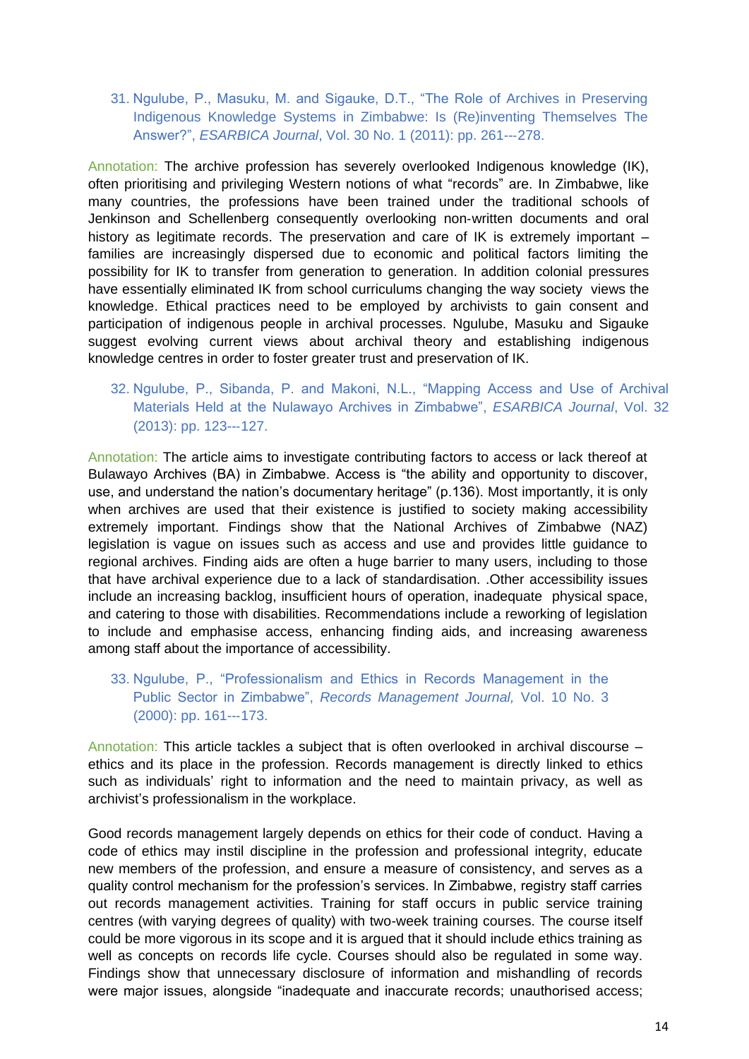31. Ngulube, P., Masuku, M. and Sigauke, D.T., "The Role of Archives in Preserving Indigenous Knowledge Systems in Zimbabwe: Is (Re)inventing Themselves The Answer?", *ESARBICA Journal*, Vol. 30 No. 1 (2011): pp. 261---278.

Annotation: The archive profession has severely overlooked Indigenous knowledge (IK), often prioritising and privileging Western notions of what "records" are. In Zimbabwe, like many countries, the professions have been trained under the traditional schools of Jenkinson and Schellenberg consequently overlooking non-written documents and oral history as legitimate records. The preservation and care of IK is extremely important – families are increasingly dispersed due to economic and political factors limiting the possibility for IK to transfer from generation to generation. In addition colonial pressures have essentially eliminated IK from school curriculums changing the way society views the knowledge. Ethical practices need to be employed by archivists to gain consent and participation of indigenous people in archival processes. Ngulube, Masuku and Sigauke suggest evolving current views about archival theory and establishing indigenous knowledge centres in order to foster greater trust and preservation of IK.

32. Ngulube, P., Sibanda, P. and Makoni, N.L., "Mapping Access and Use of Archival Materials Held at the Nulawayo Archives in Zimbabwe", *ESARBICA Journal*, Vol. 32 (2013): pp. 123---127.

Annotation: The article aims to investigate contributing factors to access or lack thereof at Bulawayo Archives (BA) in Zimbabwe. Access is "the ability and opportunity to discover, use, and understand the nation's documentary heritage" (p.136). Most importantly, it is only when archives are used that their existence is justified to society making accessibility extremely important. Findings show that the National Archives of Zimbabwe (NAZ) legislation is vague on issues such as access and use and provides little guidance to regional archives. Finding aids are often a huge barrier to many users, including to those that have archival experience due to a lack of standardisation. .Other accessibility issues include an increasing backlog, insufficient hours of operation, inadequate physical space, and catering to those with disabilities. Recommendations include a reworking of legislation to include and emphasise access, enhancing finding aids, and increasing awareness among staff about the importance of accessibility.

33. Ngulube, P., "Professionalism and Ethics in Records Management in the Public Sector in Zimbabwe", *Records Management Journal,* Vol. 10 No. 3 (2000): pp. 161---173.

Annotation: This article tackles a subject that is often overlooked in archival discourse – ethics and its place in the profession. Records management is directly linked to ethics such as individuals' right to information and the need to maintain privacy, as well as archivist's professionalism in the workplace.

Good records management largely depends on ethics for their code of conduct. Having a code of ethics may instil discipline in the profession and professional integrity, educate new members of the profession, and ensure a measure of consistency, and serves as a quality control mechanism for the profession's services. In Zimbabwe, registry staff carries out records management activities. Training for staff occurs in public service training centres (with varying degrees of quality) with two-week training courses. The course itself could be more vigorous in its scope and it is argued that it should include ethics training as well as concepts on records life cycle. Courses should also be regulated in some way. Findings show that unnecessary disclosure of information and mishandling of records were major issues, alongside "inadequate and inaccurate records; unauthorised access;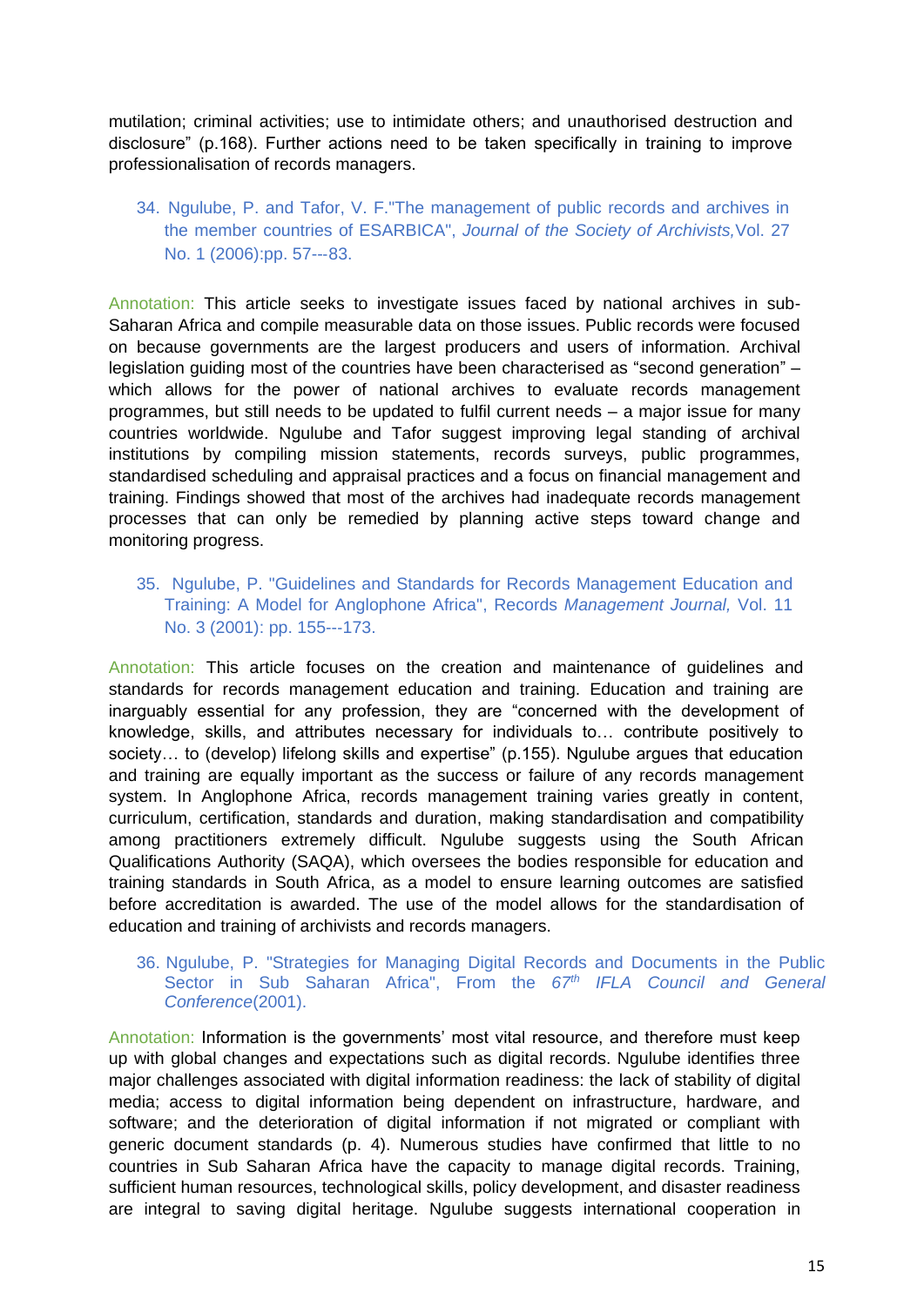mutilation; criminal activities; use to intimidate others; and unauthorised destruction and disclosure" (p.168). Further actions need to be taken specifically in training to improve professionalisation of records managers.

34. Ngulube, P. and Tafor, V. F."The management of public records and archives in the member countries of ESARBICA", *Journal of the Society of Archivists,* Vol. 27 No. 1 (2006):pp. 57---83.

Annotation: This article seeks to investigate issues faced by national archives in sub-Saharan Africa and compile measurable data on those issues. Public records were focused on because governments are the largest producers and users of information. Archival legislation guiding most of the countries have been characterised as "second generation" – which allows for the power of national archives to evaluate records management programmes, but still needs to be updated to fulfil current needs – a major issue for many countries worldwide. Ngulube and Tafor suggest improving legal standing of archival institutions by compiling mission statements, records surveys, public programmes, standardised scheduling and appraisal practices and a focus on financial management and training. Findings showed that most of the archives had inadequate records management processes that can only be remedied by planning active steps toward change and monitoring progress.

35. Ngulube, P. "Guidelines and Standards for Records Management Education and Training: A Model for Anglophone Africa", Records *Management Journal,* Vol. 11 No. 3 (2001): pp. 155---173.

Annotation: This article focuses on the creation and maintenance of guidelines and standards for records management education and training. Education and training are inarguably essential for any profession, they are "concerned with the development of knowledge, skills, and attributes necessary for individuals to… contribute positively to society… to (develop) lifelong skills and expertise" (p.155). Ngulube argues that education and training are equally important as the success or failure of any records management system. In Anglophone Africa, records management training varies greatly in content, curriculum, certification, standards and duration, making standardisation and compatibility among practitioners extremely difficult. Ngulube suggests using the South African Qualifications Authority (SAQA), which oversees the bodies responsible for education and training standards in South Africa, as a model to ensure learning outcomes are satisfied before accreditation is awarded. The use of the model allows for the standardisation of education and training of archivists and records managers.

36. Ngulube, P. "Strategies for Managing Digital Records and Documents in the Public Sector in Sub Saharan Africa", From the *67th IFLA Council and General Conference*(2001).

Annotation: Information is the governments' most vital resource, and therefore must keep up with global changes and expectations such as digital records. Ngulube identifies three major challenges associated with digital information readiness: the lack of stability of digital media; access to digital information being dependent on infrastructure, hardware, and software; and the deterioration of digital information if not migrated or compliant with generic document standards (p. 4). Numerous studies have confirmed that little to no countries in Sub Saharan Africa have the capacity to manage digital records. Training, sufficient human resources, technological skills, policy development, and disaster readiness are integral to saving digital heritage. Ngulube suggests international cooperation in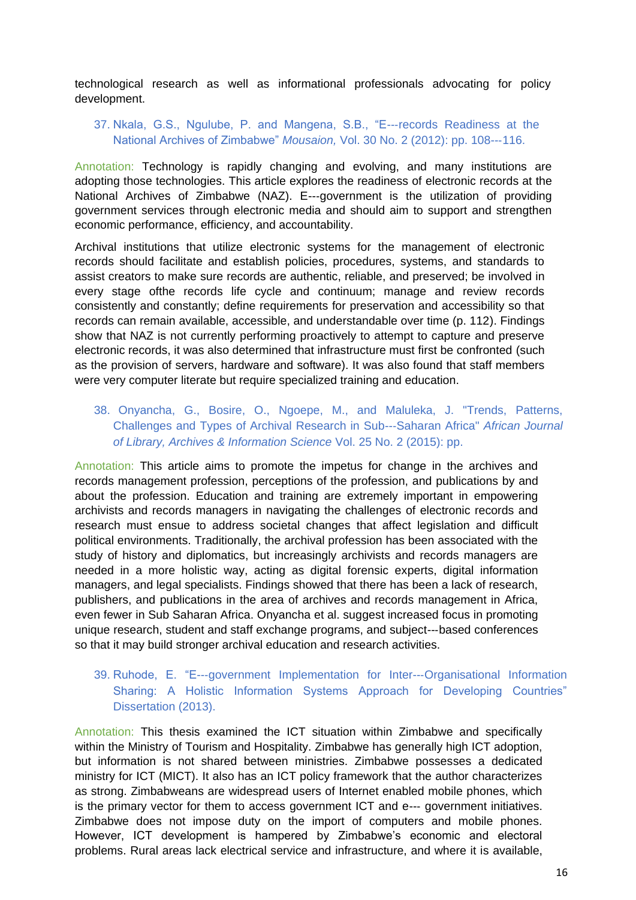technological research as well as informational professionals advocating for policy development.

37. Nkala, G.S., Ngulube, P. and Mangena, S.B., "E---records Readiness at the National Archives of Zimbabwe" *Mousaion,* Vol. 30 No. 2 (2012): pp. 108---116.

Annotation: Technology is rapidly changing and evolving, and many institutions are adopting those technologies. This article explores the readiness of electronic records at the National Archives of Zimbabwe (NAZ). E---government is the utilization of providing government services through electronic media and should aim to support and strengthen economic performance, efficiency, and accountability.

Archival institutions that utilize electronic systems for the management of electronic records should facilitate and establish policies, procedures, systems, and standards to assist creators to make sure records are authentic, reliable, and preserved; be involved in every stage ofthe records life cycle and continuum; manage and review records consistently and constantly; define requirements for preservation and accessibility so that records can remain available, accessible, and understandable over time (p. 112). Findings show that NAZ is not currently performing proactively to attempt to capture and preserve electronic records, it was also determined that infrastructure must first be confronted (such as the provision of servers, hardware and software). It was also found that staff members were very computer literate but require specialized training and education.

38. Onyancha, G., Bosire, O., Ngoepe, M., and Maluleka, J. "Trends, Patterns, Challenges and Types of Archival Research in Sub---Saharan Africa" *African Journal of Library, Archives & Information Science* Vol. 25 No. 2 (2015): pp.

Annotation: This article aims to promote the impetus for change in the archives and records management profession, perceptions of the profession, and publications by and about the profession. Education and training are extremely important in empowering archivists and records managers in navigating the challenges of electronic records and research must ensue to address societal changes that affect legislation and difficult political environments. Traditionally, the archival profession has been associated with the study of history and diplomatics, but increasingly archivists and records managers are needed in a more holistic way, acting as digital forensic experts, digital information managers, and legal specialists. Findings showed that there has been a lack of research, publishers, and publications in the area of archives and records management in Africa, even fewer in Sub Saharan Africa. Onyancha et al. suggest increased focus in promoting unique research, student and staff exchange programs, and subject---based conferences so that it may build stronger archival education and research activities.

39. Ruhode, E. "E---government Implementation for Inter---Organisational Information Sharing: A Holistic Information Systems Approach for Developing Countries" Dissertation (2013).

Annotation: This thesis examined the ICT situation within Zimbabwe and specifically within the Ministry of Tourism and Hospitality. Zimbabwe has generally high ICT adoption, but information is not shared between ministries. Zimbabwe possesses a dedicated ministry for ICT (MICT). It also has an ICT policy framework that the author characterizes as strong. Zimbabweans are widespread users of Internet enabled mobile phones, which is the primary vector for them to access government ICT and e--- government initiatives. Zimbabwe does not impose duty on the import of computers and mobile phones. However, ICT development is hampered by Zimbabwe's economic and electoral problems. Rural areas lack electrical service and infrastructure, and where it is available,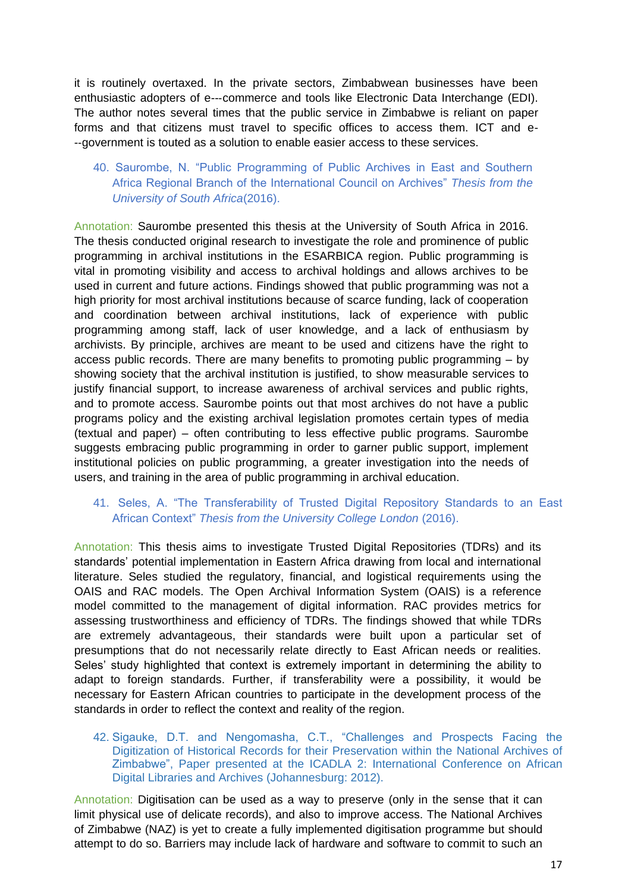it is routinely overtaxed. In the private sectors, Zimbabwean businesses have been enthusiastic adopters of e---commerce and tools like Electronic Data Interchange (EDI). The author notes several times that the public service in Zimbabwe is reliant on paper forms and that citizens must travel to specific offices to access them. ICT and e---government is touted as a solution to enable easier access to these services.

40. Saurombe, N. "Public Programming of Public Archives in East and Southern Africa Regional Branch of the International Council on Archives" *Thesis from the University of South Africa*(2016).

Annotation: Saurombe presented this thesis at the University of South Africa in 2016. The thesis conducted original research to investigate the role and prominence of public programming in archival institutions in the ESARBICA region. Public programming is vital in promoting visibility and access to archival holdings and allows archives to be used in current and future actions. Findings showed that public programming was not a high priority for most archival institutions because of scarce funding, lack of cooperation and coordination between archival institutions, lack of experience with public programming among staff, lack of user knowledge, and a lack of enthusiasm by archivists. By principle, archives are meant to be used and citizens have the right to access public records. There are many benefits to promoting public programming – by showing society that the archival institution is justified, to show measurable services to justify financial support, to increase awareness of archival services and public rights, and to promote access. Saurombe points out that most archives do not have a public programs policy and the existing archival legislation promotes certain types of media (textual and paper) – often contributing to less effective public programs. Saurombe suggests embracing public programming in order to garner public support, implement institutional policies on public programming, a greater investigation into the needs of users, and training in the area of public programming in archival education.

41. Seles, A. "The Transferability of Trusted Digital Repository Standards to an East African Context" *Thesis from the University College London* (2016).

Annotation: This thesis aims to investigate Trusted Digital Repositories (TDRs) and its standards' potential implementation in Eastern Africa drawing from local and international literature. Seles studied the regulatory, financial, and logistical requirements using the OAIS and RAC models. The Open Archival Information System (OAIS) is a reference model committed to the management of digital information. RAC provides metrics for assessing trustworthiness and efficiency of TDRs. The findings showed that while TDRs are extremely advantageous, their standards were built upon a particular set of presumptions that do not necessarily relate directly to East African needs or realities. Seles' study highlighted that context is extremely important in determining the ability to adapt to foreign standards. Further, if transferability were a possibility, it would be necessary for Eastern African countries to participate in the development process of the standards in order to reflect the context and reality of the region.

42. Sigauke, D.T. and Nengomasha, C.T., "Challenges and Prospects Facing the Digitization of Historical Records for their Preservation within the National Archives of Zimbabwe", Paper presented at the ICADLA 2: International Conference on African Digital Libraries and Archives (Johannesburg: 2012).

Annotation: Digitisation can be used as a way to preserve (only in the sense that it can limit physical use of delicate records), and also to improve access. The National Archives of Zimbabwe (NAZ) is yet to create a fully implemented digitisation programme but should attempt to do so. Barriers may include lack of hardware and software to commit to such an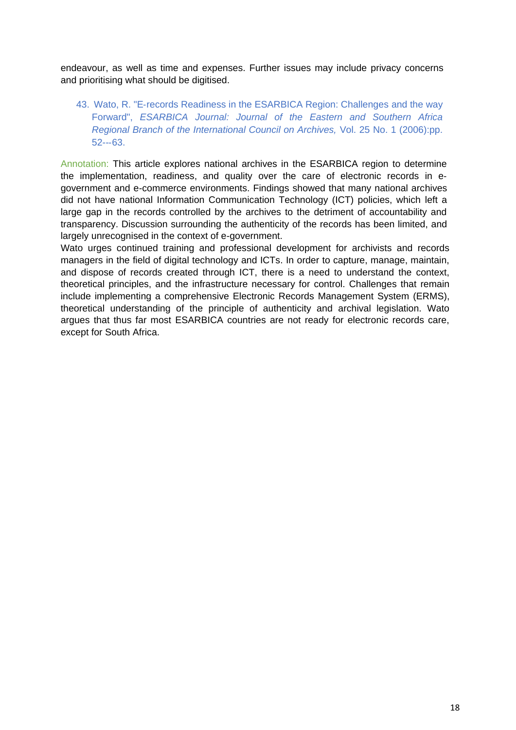endeavour, as well as time and expenses. Further issues may include privacy concerns and prioritising what should be digitised.

43. Wato, R. "E-records Readiness in the ESARBICA Region: Challenges and the way Forward", *ESARBICA Journal: Journal of the Eastern and Southern Africa Regional Branch of the International Council on Archives,* Vol. 25 No. 1 (2006):pp. 52---63.

Annotation: This article explores national archives in the ESARBICA region to determine the implementation, readiness, and quality over the care of electronic records in e-government and e-commerce environments. Findings showed that many national archives did not have national Information Communication Technology (ICT) policies, which left a large gap in the records controlled by the archives to the detriment of accountability and transparency. Discussion surrounding the authenticity of the records has been limited, and largely unrecognised in the context of e-government.

Wato urges continued training and professional development for archivists and records managers in the field of digital technology and ICTs. In order to capture, manage, maintain, and dispose of records created through ICT, there is a need to understand the context, theoretical principles, and the infrastructure necessary for control. Challenges that remain include implementing a comprehensive Electronic Records Management System (ERMS), theoretical understanding of the principle of authenticity and archival legislation. Wato argues that thus far most ESARBICA countries are not ready for electronic records care, except for South Africa.